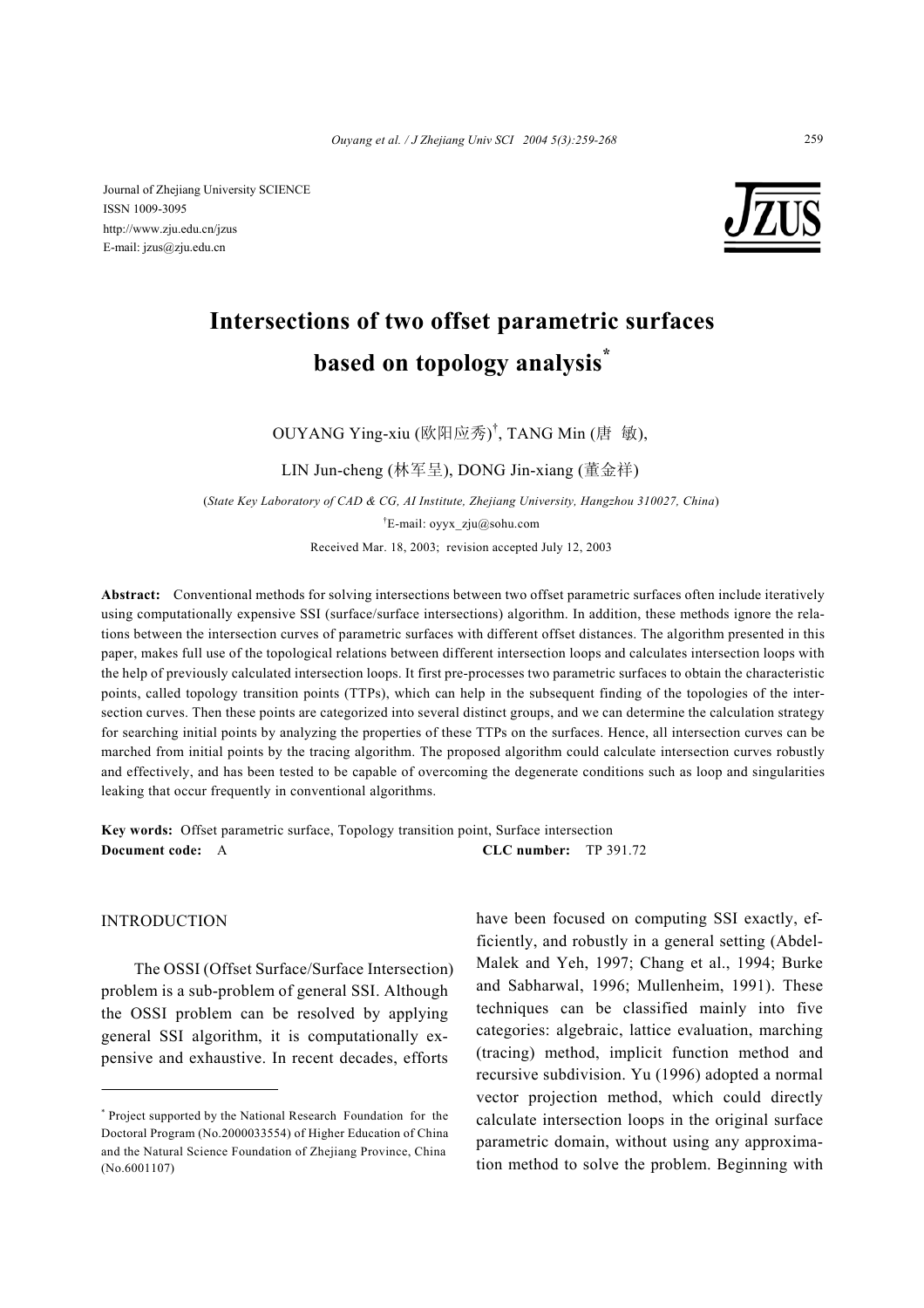Journal of Zhejiang University SCIENCE
ISSN 1009-3095
http://www.zju.edu.cn/jzus
E-mail: jzus@zju.edu.cn

# Intersections of two offset parametric surfaces based on topology analysis*

OUYANG Ying-xiu (欧阳应秀)†, TANG Min (唐 敏), LIN Jun-cheng (林军呈), DONG Jin-xiang (董金祥)

(*State Key Laboratory of CAD & CG, AI Institute, Zhejiang University, Hangzhou 310027, China*)

†E-mail: oyyx_zju@sohu.com

Received Mar. 18, 2003; revision accepted July 12, 2003

**Abstract:** Conventional methods for solving intersections between two offset parametric surfaces often include iteratively using computationally expensive SSI (surface/surface intersections) algorithm. In addition, these methods ignore the relations between the intersection curves of parametric surfaces with different offset distances. The algorithm presented in this paper, makes full use of the topological relations between different intersection loops and calculates intersection loops with the help of previously calculated intersection loops. It first pre-processes two parametric surfaces to obtain the characteristic points, called topology transition points (TTPs), which can help in the subsequent finding of the topologies of the intersection curves. Then these points are categorized into several distinct groups, and we can determine the calculation strategy for searching initial points by analyzing the properties of these TTPs on the surfaces. Hence, all intersection curves can be marched from initial points by the tracing algorithm. The proposed algorithm could calculate intersection curves robustly and effectively, and has been tested to be capable of overcoming the degenerate conditions such as loop and singularities leaking that occur frequently in conventional algorithms.

**Key words:** Offset parametric surface, Topology transition point, Surface intersection

**Document code:** A **CLC number:** TP 391.72

## INTRODUCTION

The OSSI (Offset Surface/Surface Intersection) problem is a sub-problem of general SSI. Although the OSSI problem can be resolved by applying general SSI algorithm, it is computationally expensive and exhaustive. In recent decades, efforts have been focused on computing SSI exactly, efficiently, and robustly in a general setting (Abdel-Malek and Yeh, 1997; Chang et al., 1994; Burke and Sabharwal, 1996; Mullenheim, 1991). These techniques can be classified mainly into five categories: algebraic, lattice evaluation, marching (tracing) method, implicit function method and recursive subdivision. Yu (1996) adopted a normal vector projection method, which could directly calculate intersection loops in the original surface parametric domain, without using any approximation method to solve the problem. Beginning with

* Project supported by the National Research Foundation for the Doctoral Program (No.2000033554) of Higher Education of China and the Natural Science Foundation of Zhejiang Province, China (No.6001107)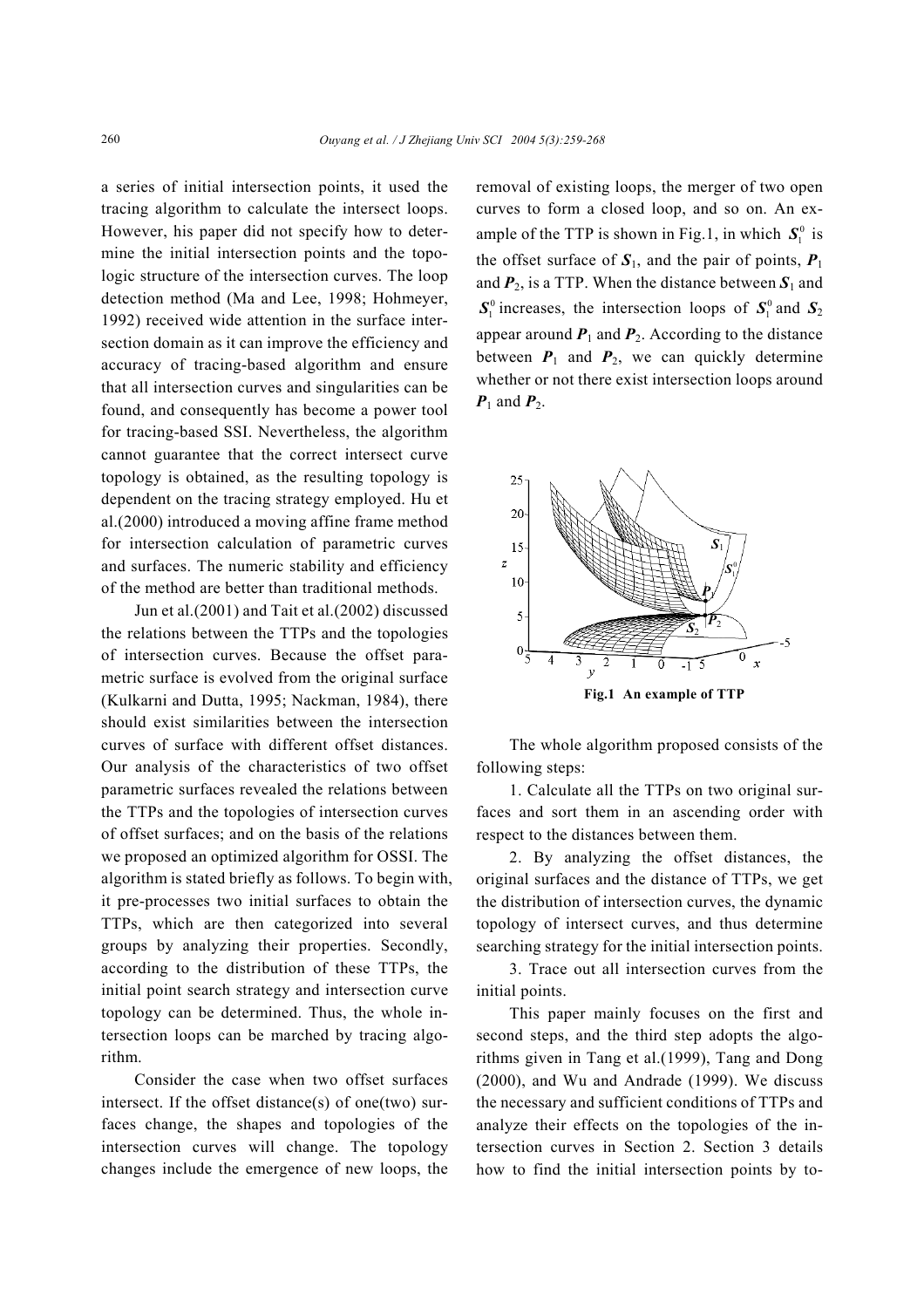a series of initial intersection points, it used the tracing algorithm to calculate the intersect loops. However, his paper did not specify how to determine the initial intersection points and the topologic structure of the intersection curves. The loop detection method (Ma and Lee, 1998; Hohmeyer, 1992) received wide attention in the surface intersection domain as it can improve the efficiency and accuracy of tracing-based algorithm and ensure that all intersection curves and singularities can be found, and consequently has become a power tool for tracing-based SSI. Nevertheless, the algorithm cannot guarantee that the correct intersect curve topology is obtained, as the resulting topology is dependent on the tracing strategy employed. Hu et al.(2000) introduced a moving affine frame method for intersection calculation of parametric curves and surfaces. The numeric stability and efficiency of the method are better than traditional methods.

Jun et al.(2001) and Tait et al.(2002) discussed the relations between the TTPs and the topologies of intersection curves. Because the offset parametric surface is evolved from the original surface (Kulkarni and Dutta, 1995; Nackman, 1984), there should exist similarities between the intersection curves of surface with different offset distances. Our analysis of the characteristics of two offset parametric surfaces revealed the relations between the TTPs and the topologies of intersection curves of offset surfaces; and on the basis of the relations we proposed an optimized algorithm for OSSI. The algorithm is stated briefly as follows. To begin with, it pre-processes two initial surfaces to obtain the TTPs, which are then categorized into several groups by analyzing their properties. Secondly, according to the distribution of these TTPs, the initial point search strategy and intersection curve topology can be determined. Thus, the whole intersection loops can be marched by tracing algorithm.

Consider the case when two offset surfaces intersect. If the offset distance(s) of one(two) surfaces change, the shapes and topologies of the intersection curves will change. The topology changes include the emergence of new loops, the removal of existing loops, the merger of two open curves to form a closed loop, and so on. An example of the TTP is shown in Fig.1, in which $\boldsymbol{S}_1^0$ is the offset surface of $\boldsymbol{S}_1$, and the pair of points, $\boldsymbol{P}_1$ and $\boldsymbol{P}_2$, is a TTP. When the distance between $\boldsymbol{S}_1$ and $\boldsymbol{S}_1^0$ increases, the intersection loops of $\boldsymbol{S}_1^0$ and $\boldsymbol{S}_2$ appear around $\boldsymbol{P}_1$ and $\boldsymbol{P}_2$. According to the distance between $\boldsymbol{P}_1$ and $\boldsymbol{P}_2$, we can quickly determine whether or not there exist intersection loops around $\boldsymbol{P}_1$ and $\boldsymbol{P}_2$.

25
20
15
z
10
5
0
5 4 3 2 1 0 -1 5 0 -5
y x
$S_1$
$S_1^0$
$P_1$
$P_2$
$S_2$

**Fig.1 An example of TTP**

The whole algorithm proposed consists of the following steps:

1. Calculate all the TTPs on two original surfaces and sort them in an ascending order with respect to the distances between them.

2. By analyzing the offset distances, the original surfaces and the distance of TTPs, we get the distribution of intersection curves, the dynamic topology of intersect curves, and thus determine searching strategy for the initial intersection points.

3. Trace out all intersection curves from the initial points.

This paper mainly focuses on the first and second steps, and the third step adopts the algorithms given in Tang et al.(1999), Tang and Dong (2000), and Wu and Andrade (1999). We discuss the necessary and sufficient conditions of TTPs and analyze their effects on the topologies of the intersection curves in Section 2. Section 3 details how to find the initial intersection points by to-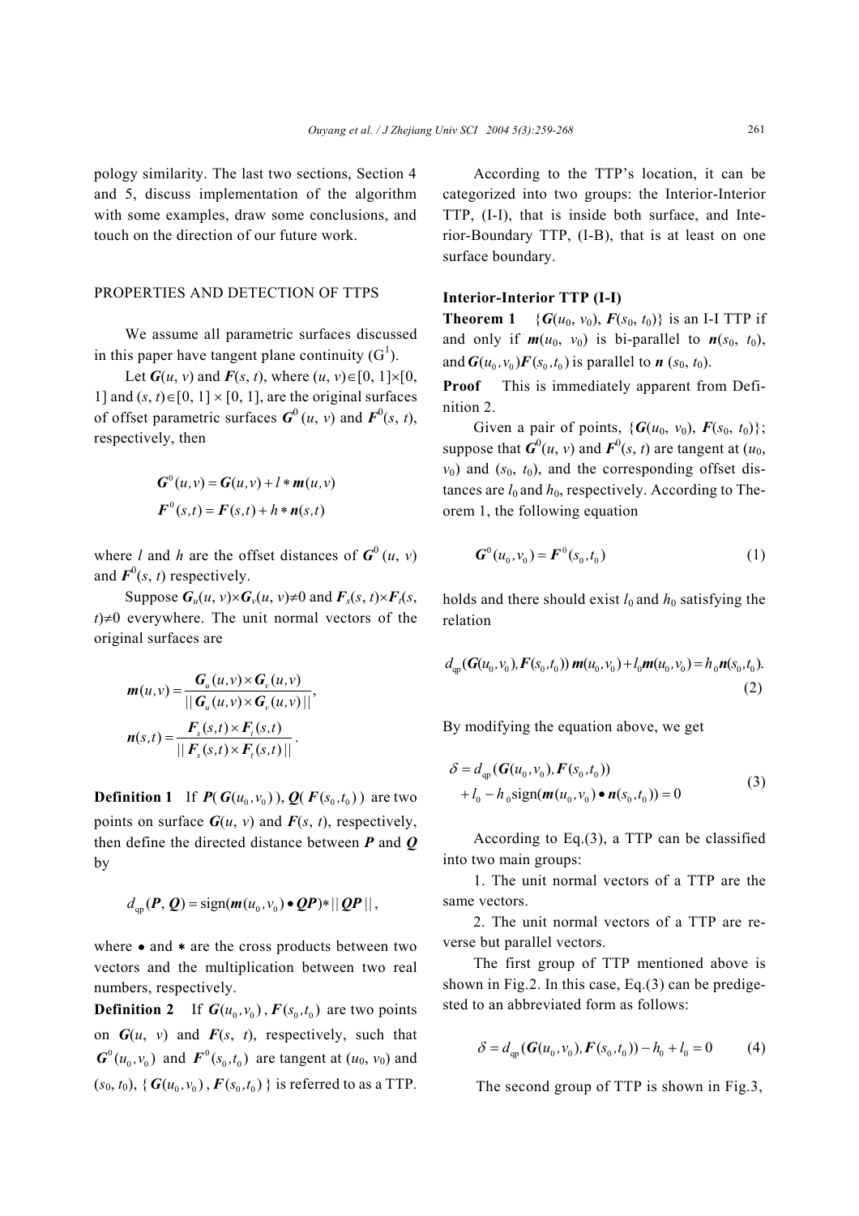pology similarity. The last two sections, Section 4 and 5, discuss implementation of the algorithm with some examples, draw some conclusions, and touch on the direction of our future work.

## PROPERTIES AND DETECTION OF TTPS

We assume all parametric surfaces discussed in this paper have tangent plane continuity ($G^1$).

Let $\boldsymbol{G}(u, v)$ and $\boldsymbol{F}(s, t)$, where $(u, v)\in[0, 1]\times[0, 1]$ and $(s, t)\in[0, 1] \times [0, 1]$, are the original surfaces of offset parametric surfaces $\boldsymbol{G}^0(u, v)$ and $\boldsymbol{F}^0(s, t)$, respectively, then

$$\boldsymbol{G}^0(u,v) = \boldsymbol{G}(u,v) + l * \boldsymbol{m}(u,v)$$
$$\boldsymbol{F}^0(s,t) = \boldsymbol{F}(s,t) + h * \boldsymbol{n}(s,t)$$

where $l$ and $h$ are the offset distances of $\boldsymbol{G}^0(u, v)$ and $\boldsymbol{F}^0(s, t)$ respectively.

Suppose $\boldsymbol{G}_u(u, v)\times\boldsymbol{G}_v(u, v)\neq 0$ and $\boldsymbol{F}_s(s, t)\times\boldsymbol{F}_t(s, t)\neq 0$ everywhere. The unit normal vectors of the original surfaces are

$$\boldsymbol{m}(u,v) = \frac{\boldsymbol{G}_u(u,v)\times\boldsymbol{G}_v(u,v)}{||\boldsymbol{G}_u(u,v)\times\boldsymbol{G}_v(u,v)||},$$
$$\boldsymbol{n}(s,t) = \frac{\boldsymbol{F}_s(s,t)\times\boldsymbol{F}_t(s,t)}{||\boldsymbol{F}_s(s,t)\times\boldsymbol{F}_t(s,t)||}.$$

**Definition 1** If $\boldsymbol{P}(\boldsymbol{G}(u_0,v_0))$, $\boldsymbol{Q}(\boldsymbol{F}(s_0,t_0))$ are two points on surface $\boldsymbol{G}(u, v)$ and $\boldsymbol{F}(s, t)$, respectively, then define the directed distance between $\boldsymbol{P}$ and $\boldsymbol{Q}$ by

$$d_{\mathrm{qp}}(\boldsymbol{P}, \boldsymbol{Q}) = \mathrm{sign}(\boldsymbol{m}(u_0,v_0)\bullet\boldsymbol{QP}) * ||\boldsymbol{QP}||,$$

where $\bullet$ and $*$ are the cross products between two vectors and the multiplication between two real numbers, respectively.

**Definition 2** If $\boldsymbol{G}(u_0,v_0)$, $\boldsymbol{F}(s_0,t_0)$ are two points on $\boldsymbol{G}(u, v)$ and $\boldsymbol{F}(s, t)$, respectively, such that $\boldsymbol{G}^0(u_0,v_0)$ and $\boldsymbol{F}^0(s_0,t_0)$ are tangent at $(u_0, v_0)$ and $(s_0, t_0)$, $\{\boldsymbol{G}(u_0,v_0), \boldsymbol{F}(s_0,t_0)\}$ is referred to as a TTP.

According to the TTP's location, it can be categorized into two groups: the Interior-Interior TTP, (I-I), that is inside both surface, and Interior-Boundary TTP, (I-B), that is at least on one surface boundary.

### Interior-Interior TTP (I-I)

**Theorem 1** $\{\boldsymbol{G}(u_0, v_0), \boldsymbol{F}(s_0, t_0)\}$ is an I-I TTP if and only if $\boldsymbol{m}(u_0, v_0)$ is bi-parallel to $\boldsymbol{n}(s_0, t_0)$, and $\boldsymbol{G}(u_0,v_0)\boldsymbol{F}(s_0,t_0)$ is parallel to $\boldsymbol{n}(s_0, t_0)$.

**Proof** This is immediately apparent from Definition 2.

Given a pair of points, $\{\boldsymbol{G}(u_0, v_0), \boldsymbol{F}(s_0, t_0)\}$; suppose that $\boldsymbol{G}^0(u, v)$ and $\boldsymbol{F}^0(s, t)$ are tangent at $(u_0, v_0)$ and $(s_0, t_0)$, and the corresponding offset distances are $l_0$ and $h_0$, respectively. According to Theorem 1, the following equation

$$\boldsymbol{G}^0(u_0,v_0) = \boldsymbol{F}^0(s_0,t_0) \tag{1}$$

holds and there should exist $l_0$ and $h_0$ satisfying the relation

$$d_{\mathrm{qp}}(\boldsymbol{G}(u_0,v_0),\boldsymbol{F}(s_0,t_0))\,\boldsymbol{m}(u_0,v_0) + l_0\boldsymbol{m}(u_0,v_0) = h_0\boldsymbol{n}(s_0,t_0). \tag{2}$$

By modifying the equation above, we get

$$\delta = d_{\mathrm{qp}}(\boldsymbol{G}(u_0,v_0),\boldsymbol{F}(s_0,t_0)) + l_0 - h_0\mathrm{sign}(\boldsymbol{m}(u_0,v_0)\bullet\boldsymbol{n}(s_0,t_0)) = 0 \tag{3}$$

According to Eq.(3), a TTP can be classified into two main groups:

1. The unit normal vectors of a TTP are the same vectors.

2. The unit normal vectors of a TTP are reverse but parallel vectors.

The first group of TTP mentioned above is shown in Fig.2. In this case, Eq.(3) can be predigested to an abbreviated form as follows:

$$\delta = d_{\mathrm{qp}}(\boldsymbol{G}(u_0,v_0),\boldsymbol{F}(s_0,t_0)) - h_0 + l_0 = 0 \tag{4}$$

The second group of TTP is shown in Fig.3,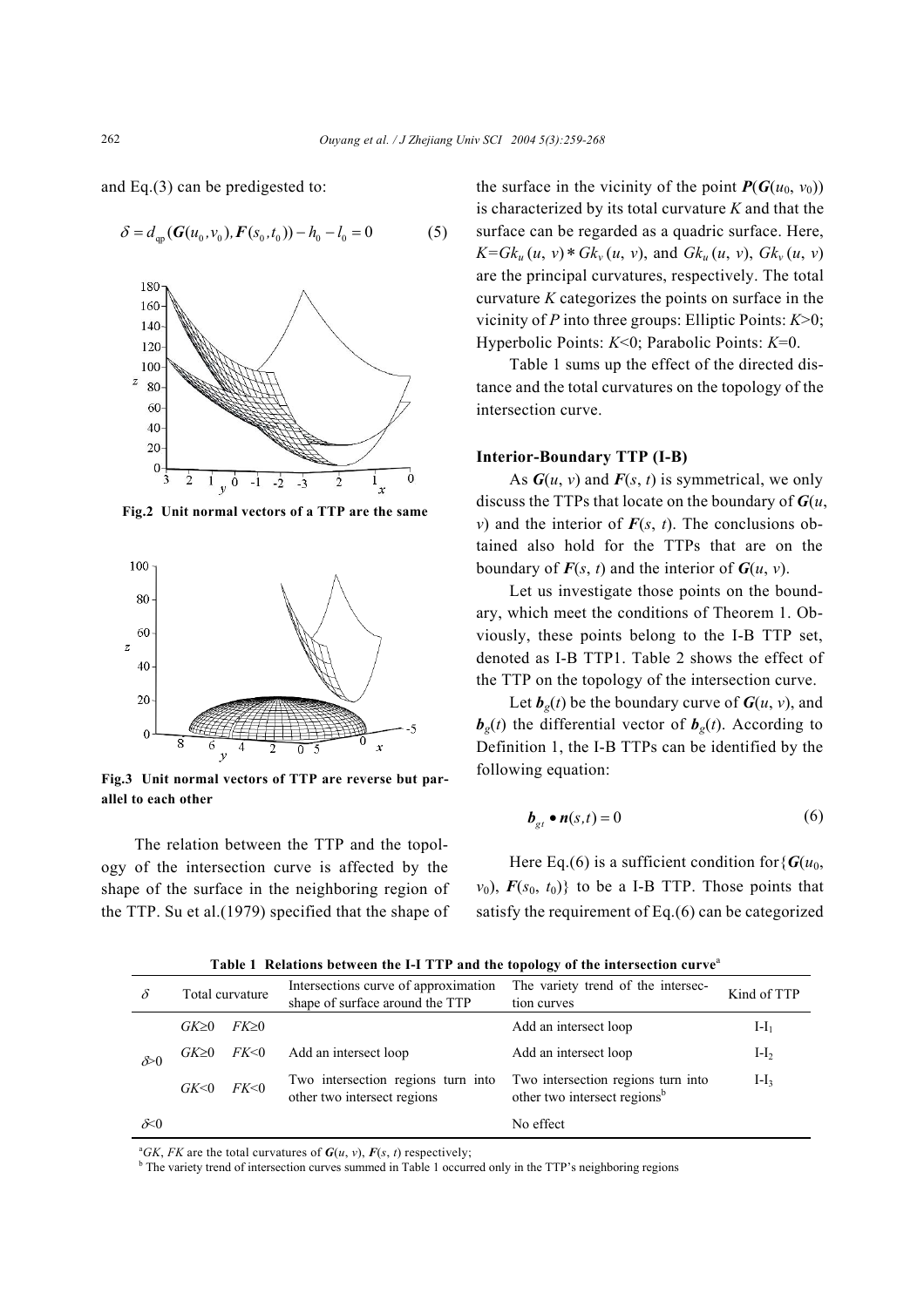and Eq.(3) can be predigested to:

$$\delta = d_{\mathrm{qp}}(\boldsymbol{G}(u_0, v_0), \boldsymbol{F}(s_0, t_0)) - h_0 - l_0 = 0 \tag{5}$$

Fig.2 Unit normal vectors of a TTP are the same

Fig.3 Unit normal vectors of TTP are reverse but parallel to each other

The relation between the TTP and the topology of the intersection curve is affected by the shape of the surface in the neighboring region of the TTP. Su et al.(1979) specified that the shape of the surface in the vicinity of the point $\boldsymbol{P}(\boldsymbol{G}(u_0, v_0))$ is characterized by its total curvature $K$ and that the surface can be regarded as a quadric surface. Here, $K=Gk_u(u, v)*Gk_v(u, v)$, and $Gk_u(u, v)$, $Gk_v(u, v)$ are the principal curvatures, respectively. The total curvature $K$ categorizes the points on surface in the vicinity of $P$ into three groups: Elliptic Points: $K$>0; Hyperbolic Points: $K$<0; Parabolic Points: $K$=0.

Table 1 sums up the effect of the directed distance and the total curvatures on the topology of the intersection curve.

**Interior-Boundary TTP (I-B)**

As $\boldsymbol{G}(u, v)$ and $\boldsymbol{F}(s, t)$ is symmetrical, we only discuss the TTPs that locate on the boundary of $\boldsymbol{G}(u, v)$ and the interior of $\boldsymbol{F}(s, t)$. The conclusions obtained also hold for the TTPs that are on the boundary of $\boldsymbol{F}(s, t)$ and the interior of $\boldsymbol{G}(u, v)$.

Let us investigate those points on the boundary, which meet the conditions of Theorem 1. Obviously, these points belong to the I-B TTP set, denoted as I-B TTP1. Table 2 shows the effect of the TTP on the topology of the intersection curve.

Let $\boldsymbol{b}_g(t)$ be the boundary curve of $\boldsymbol{G}(u, v)$, and $\boldsymbol{b}_g(t)$ the differential vector of $\boldsymbol{b}_g(t)$. According to Definition 1, the I-B TTPs can be identified by the following equation:

$$\boldsymbol{b}_{gt} \bullet \boldsymbol{n}(s, t) = 0 \tag{6}$$

Here Eq.(6) is a sufficient condition for{$\boldsymbol{G}(u_0, v_0)$, $\boldsymbol{F}(s_0, t_0)$} to be a I-B TTP. Those points that satisfy the requirement of Eq.(6) can be categorized

**Table 1 Relations between the I-I TTP and the topology of the intersection curve**[a]

| $\delta$ | Total curvature | | Intersections curve of approximation shape of surface around the TTP | The variety trend of the intersection curves | Kind of TTP |
|---|---|---|---|---|---|
| $\delta$>0 | $GK$≥0 | $FK$≥0 | | Add an intersect loop | I-I$_1$ |
| | $GK$≥0 | $FK$<0 | Add an intersect loop | Add an intersect loop | I-I$_2$ |
| | $GK$<0 | $FK$<0 | Two intersection regions turn into other two intersect regions | Two intersection regions turn into other two intersect regions[b] | I-I$_3$ |
| $\delta$<0 | | | | No effect | |

[a] $GK$, $FK$ are the total curvatures of $\boldsymbol{G}(u, v)$, $\boldsymbol{F}(s, t)$ respectively;
[b] The variety trend of intersection curves summed in Table 1 occurred only in the TTP's neighboring regions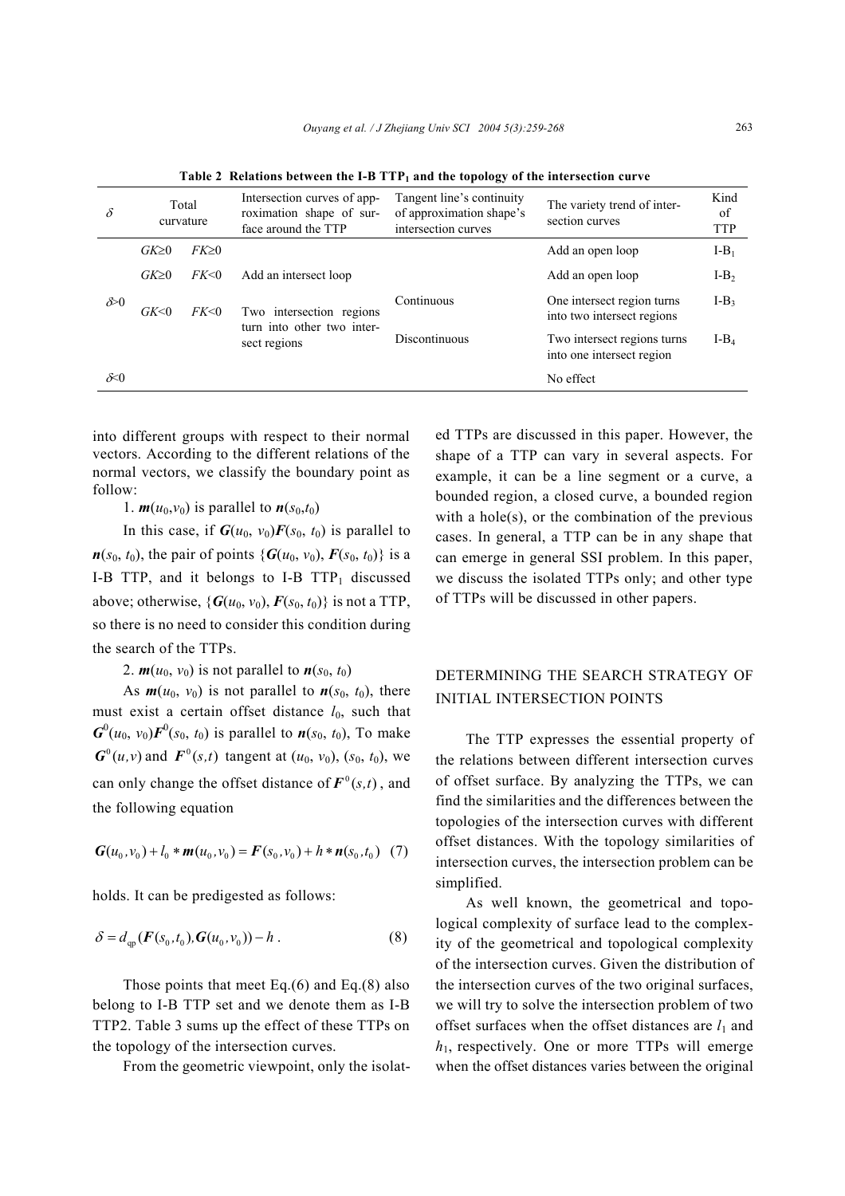**Table 2 Relations between the I-B $TTP_1$ and the topology of the intersection curve**

| $\delta$ | Total curvature | | Intersection curves of approximation shape of surface around the TTP | Tangent line's continuity of approximation shape's intersection curves | The variety trend of intersection curves | Kind of TTP |
|---|---|---|---|---|---|---|
| $\delta>0$ | $GK\geq0$ | $FK\geq0$ | Add an intersect loop | | Add an open loop | I-$B_1$ |
| | $GK\geq0$ | $FK<0$ | | | Add an open loop | I-$B_2$ |
| | $GK<0$ | $FK<0$ | Two intersection regions turn into other two intersect regions | Continuous | One intersect region turns into two intersect regions | I-$B_3$ |
| | | | | Discontinuous | Two intersect regions turns into one intersect region | I-$B_4$ |
| $\delta<0$ | | | | | No effect | |

into different groups with respect to their normal vectors. According to the different relations of the normal vectors, we classify the boundary point as follow:

1. $\boldsymbol{m}(u_0,v_0)$ is parallel to $\boldsymbol{n}(s_0,t_0)$

In this case, if $\boldsymbol{G}(u_0, v_0)\boldsymbol{F}(s_0, t_0)$ is parallel to $\boldsymbol{n}(s_0, t_0)$, the pair of points $\{\boldsymbol{G}(u_0, v_0), \boldsymbol{F}(s_0, t_0)\}$ is a I-B TTP, and it belongs to I-B $TTP_1$ discussed above; otherwise, $\{\boldsymbol{G}(u_0, v_0), \boldsymbol{F}(s_0, t_0)\}$ is not a TTP, so there is no need to consider this condition during the search of the TTPs.

2. $\boldsymbol{m}(u_0, v_0)$ is not parallel to $\boldsymbol{n}(s_0, t_0)$

As $\boldsymbol{m}(u_0, v_0)$ is not parallel to $\boldsymbol{n}(s_0, t_0)$, there must exist a certain offset distance $l_0$, such that $\boldsymbol{G}^0(u_0, v_0)\boldsymbol{F}^0(s_0, t_0)$ is parallel to $\boldsymbol{n}(s_0, t_0)$, To make $\boldsymbol{G}^0(u,v)$ and $\boldsymbol{F}^0(s,t)$ tangent at $(u_0, v_0)$, $(s_0, t_0)$, we can only change the offset distance of $\boldsymbol{F}^0(s,t)$, and the following equation

$$\boldsymbol{G}(u_0,v_0)+l_0*\boldsymbol{m}(u_0,v_0)=\boldsymbol{F}(s_0,v_0)+h*\boldsymbol{n}(s_0,t_0) \quad (7)$$

holds. It can be predigested as follows:

$$\delta = d_{\text{qp}}(\boldsymbol{F}(s_0,t_0),\boldsymbol{G}(u_0,v_0))-h\,. \quad (8)$$

Those points that meet Eq.(6) and Eq.(8) also belong to I-B TTP set and we denote them as I-B TTP2. Table 3 sums up the effect of these TTPs on the topology of the intersection curves.

From the geometric viewpoint, only the isolated TTPs are discussed in this paper. However, the shape of a TTP can vary in several aspects. For example, it can be a line segment or a curve, a bounded region, a closed curve, a bounded region with a hole(s), or the combination of the previous cases. In general, a TTP can be in any shape that can emerge in general SSI problem. In this paper, we discuss the isolated TTPs only; and other type of TTPs will be discussed in other papers.

## DETERMINING THE SEARCH STRATEGY OF INITIAL INTERSECTION POINTS

The TTP expresses the essential property of the relations between different intersection curves of offset surface. By analyzing the TTPs, we can find the similarities and the differences between the topologies of the intersection curves with different offset distances. With the topology similarities of intersection curves, the intersection problem can be simplified.

As well known, the geometrical and topological complexity of surface lead to the complexity of the geometrical and topological complexity of the intersection curves. Given the distribution of the intersection curves of the two original surfaces, we will try to solve the intersection problem of two offset surfaces when the offset distances are $l_1$ and $h_1$, respectively. One or more TTPs will emerge when the offset distances varies between the original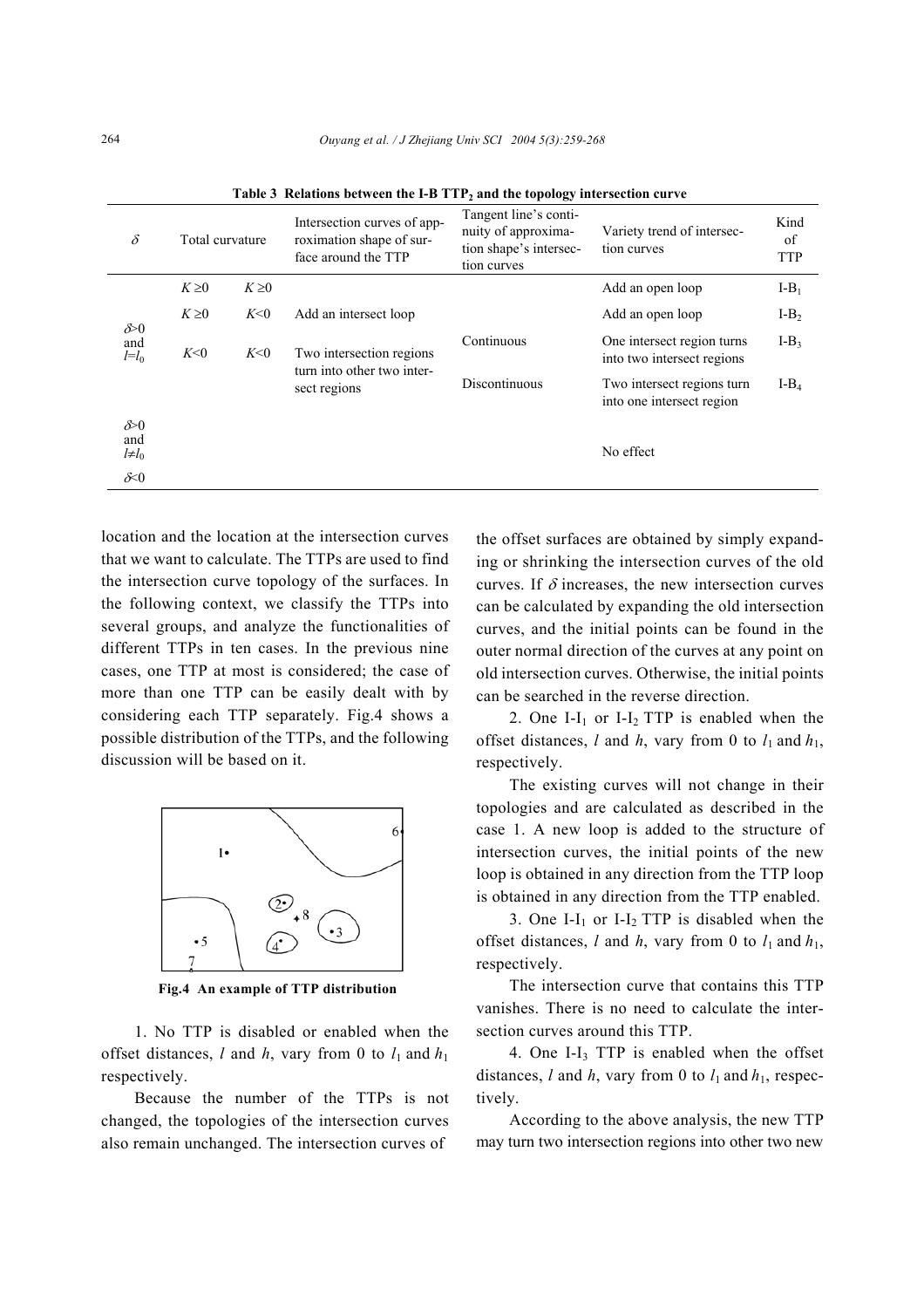**Table 3 Relations between the I-B $TTP_2$ and the topology intersection curve**

| $\delta$ | Total curvature | | Intersection curves of approximation shape of surface around the TTP | Tangent line's continuity of approximation shape's intersection curves | Variety trend of intersection curves | Kind of TTP |
|---|---|---|---|---|---|---|
| $\delta$>0 and $l$=$l_0$ | $K \geq 0$ | $K \geq 0$ | | | Add an open loop | I-$B_1$ |
| | $K \geq 0$ | $K$<0 | Add an intersect loop | | Add an open loop | I-$B_2$ |
| | $K$<0 | $K$<0 | Two intersection regions turn into other two intersect regions | Continuous | One intersect region turns into two intersect regions | I-$B_3$ |
| | | | | Discontinuous | Two intersect regions turn into one intersect region | I-$B_4$ |
| $\delta$>0 and $l \neq l_0$ | | | | | No effect | |
| $\delta$<0 | | | | | | |

location and the location at the intersection curves that we want to calculate. The TTPs are used to find the intersection curve topology of the surfaces. In the following context, we classify the TTPs into several groups, and analyze the functionalities of different TTPs in ten cases. In the previous nine cases, one TTP at most is considered; the case of more than one TTP can be easily dealt with by considering each TTP separately. Fig.4 shows a possible distribution of the TTPs, and the following discussion will be based on it.

**Fig.4 An example of TTP distribution**

1. No TTP is disabled or enabled when the offset distances, $l$ and $h$, vary from 0 to $l_1$ and $h_1$ respectively.

Because the number of the TTPs is not changed, the topologies of the intersection curves also remain unchanged. The intersection curves of the offset surfaces are obtained by simply expanding or shrinking the intersection curves of the old curves. If $\delta$ increases, the new intersection curves can be calculated by expanding the old intersection curves, and the initial points can be found in the outer normal direction of the curves at any point on old intersection curves. Otherwise, the initial points can be searched in the reverse direction.

2. One I-$I_1$ or I-$I_2$ TTP is enabled when the offset distances, $l$ and $h$, vary from 0 to $l_1$ and $h_1$, respectively.

The existing curves will not change in their topologies and are calculated as described in the case 1. A new loop is added to the structure of intersection curves, the initial points of the new loop is obtained in any direction from the TTP loop is obtained in any direction from the TTP enabled.

3. One I-$I_1$ or I-$I_2$ TTP is disabled when the offset distances, $l$ and $h$, vary from 0 to $l_1$ and $h_1$, respectively.

The intersection curve that contains this TTP vanishes. There is no need to calculate the intersection curves around this TTP.

4. One I-$I_3$ TTP is enabled when the offset distances, $l$ and $h$, vary from 0 to $l_1$ and $h_1$, respectively.

According to the above analysis, the new TTP may turn two intersection regions into other two new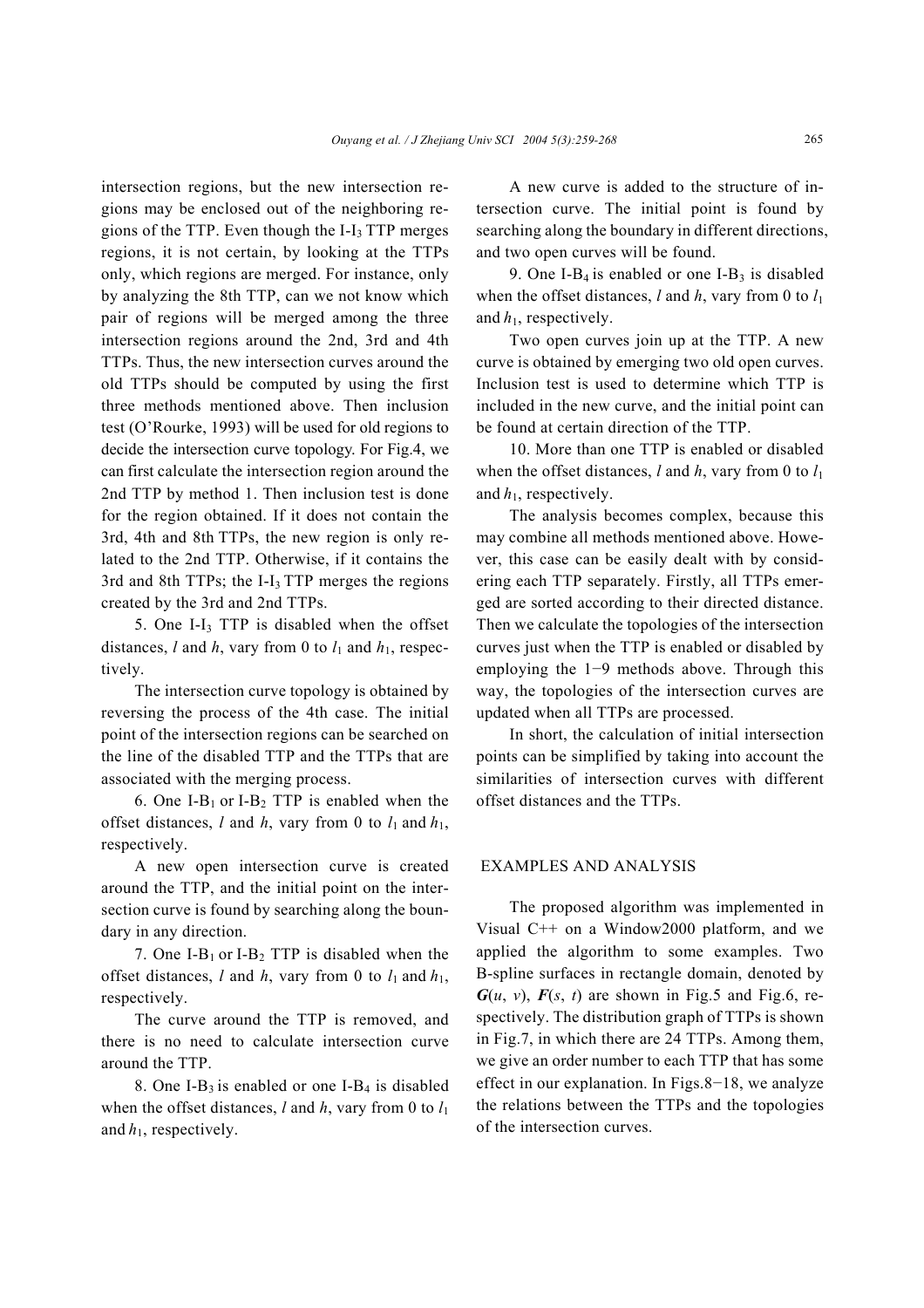intersection regions, but the new intersection regions may be enclosed out of the neighboring regions of the TTP. Even though the I-$I_3$ TTP merges regions, it is not certain, by looking at the TTPs only, which regions are merged. For instance, only by analyzing the 8th TTP, can we not know which pair of regions will be merged among the three intersection regions around the 2nd, 3rd and 4th TTPs. Thus, the new intersection curves around the old TTPs should be computed by using the first three methods mentioned above. Then inclusion test (O'Rourke, 1993) will be used for old regions to decide the intersection curve topology. For Fig.4, we can first calculate the intersection region around the 2nd TTP by method 1. Then inclusion test is done for the region obtained. If it does not contain the 3rd, 4th and 8th TTPs, the new region is only related to the 2nd TTP. Otherwise, if it contains the 3rd and 8th TTPs; the I-$I_3$ TTP merges the regions created by the 3rd and 2nd TTPs.

5. One I-$I_3$ TTP is disabled when the offset distances, $l$ and $h$, vary from 0 to $l_1$ and $h_1$, respectively.

The intersection curve topology is obtained by reversing the process of the 4th case. The initial point of the intersection regions can be searched on the line of the disabled TTP and the TTPs that are associated with the merging process.

6. One I-$B_1$ or I-$B_2$ TTP is enabled when the offset distances, $l$ and $h$, vary from 0 to $l_1$ and $h_1$, respectively.

A new open intersection curve is created around the TTP, and the initial point on the intersection curve is found by searching along the boundary in any direction.

7. One I-$B_1$ or I-$B_2$ TTP is disabled when the offset distances, $l$ and $h$, vary from 0 to $l_1$ and $h_1$, respectively.

The curve around the TTP is removed, and there is no need to calculate intersection curve around the TTP.

8. One I-$B_3$ is enabled or one I-$B_4$ is disabled when the offset distances, $l$ and $h$, vary from 0 to $l_1$ and $h_1$, respectively.

A new curve is added to the structure of intersection curve. The initial point is found by searching along the boundary in different directions, and two open curves will be found.

9. One I-$B_4$ is enabled or one I-$B_3$ is disabled when the offset distances, $l$ and $h$, vary from 0 to $l_1$ and $h_1$, respectively.

Two open curves join up at the TTP. A new curve is obtained by emerging two old open curves. Inclusion test is used to determine which TTP is included in the new curve, and the initial point can be found at certain direction of the TTP.

10. More than one TTP is enabled or disabled when the offset distances, $l$ and $h$, vary from 0 to $l_1$ and $h_1$, respectively.

The analysis becomes complex, because this may combine all methods mentioned above. However, this case can be easily dealt with by considering each TTP separately. Firstly, all TTPs emerged are sorted according to their directed distance. Then we calculate the topologies of the intersection curves just when the TTP is enabled or disabled by employing the 1−9 methods above. Through this way, the topologies of the intersection curves are updated when all TTPs are processed.

In short, the calculation of initial intersection points can be simplified by taking into account the similarities of intersection curves with different offset distances and the TTPs.

## EXAMPLES AND ANALYSIS

The proposed algorithm was implemented in Visual C++ on a Window2000 platform, and we applied the algorithm to some examples. Two B-spline surfaces in rectangle domain, denoted by $\boldsymbol{G}(u, v)$, $\boldsymbol{F}(s, t)$ are shown in Fig.5 and Fig.6, respectively. The distribution graph of TTPs is shown in Fig.7, in which there are 24 TTPs. Among them, we give an order number to each TTP that has some effect in our explanation. In Figs.8−18, we analyze the relations between the TTPs and the topologies of the intersection curves.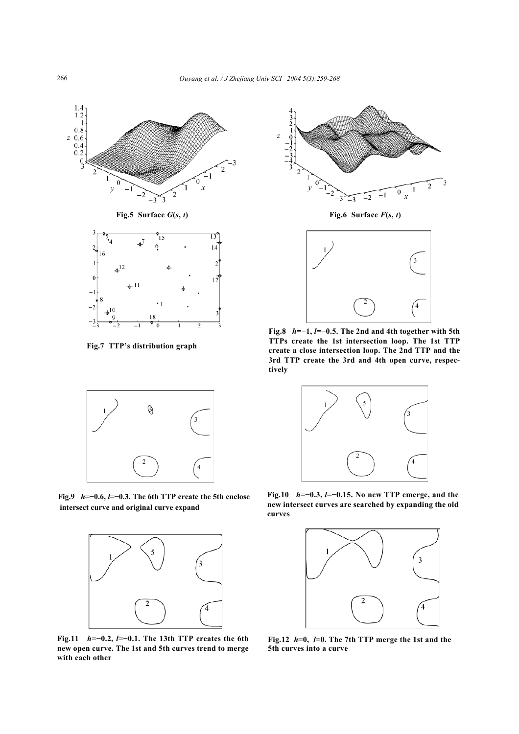Fig.5 Surface $G(s, t)$

Fig.6 Surface $F(s, t)$

Fig.7 TTP's distribution graph

Fig.8 $h$=−1, $l$=−0.5. The 2nd and 4th together with 5th TTPs create the 1st intersection loop. The 1st TTP create a close intersection loop. The 2nd TTP and the 3rd TTP create the 3rd and 4th open curve, respectively

Fig.9 $h$=−0.6, $l$=−0.3. The 6th TTP create the 5th enclose intersect curve and original curve expand

Fig.10 $h$=−0.3, $l$=−0.15. No new TTP emerge, and the new intersect curves are searched by expanding the old curves

Fig.11 $h$=−0.2, $l$=−0.1. The 13th TTP creates the 6th new open curve. The 1st and 5th curves trend to merge with each other

Fig.12 $h$=0, $l$=0. The 7th TTP merge the 1st and the 5th curves into a curve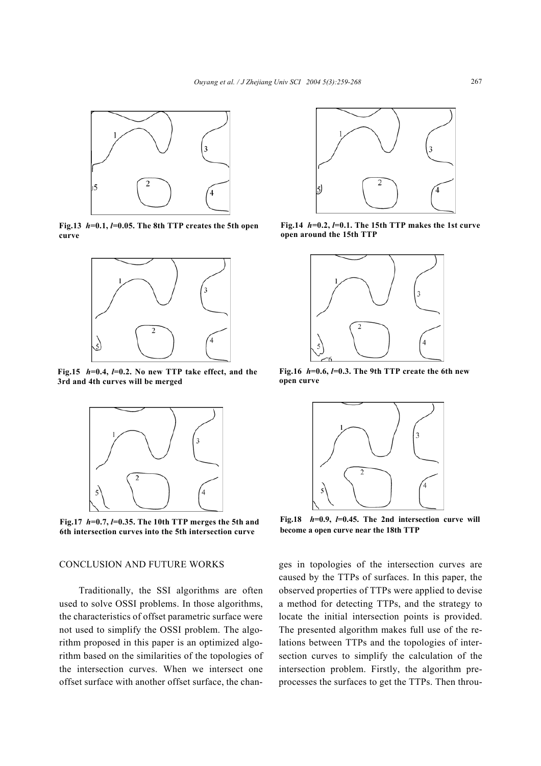Fig.13 $h$=0.1, $l$=0.05. The 8th TTP creates the 5th open curve

Fig.14 $h$=0.2, $l$=0.1. The 15th TTP makes the 1st curve open around the 15th TTP

Fig.15 $h$=0.4, $l$=0.2. No new TTP take effect, and the 3rd and 4th curves will be merged

Fig.16 $h$=0.6, $l$=0.3. The 9th TTP create the 6th new open curve

Fig.17 $h$=0.7, $l$=0.35. The 10th TTP merges the 5th and 6th intersection curves into the 5th intersection curve

Fig.18 $h$=0.9, $l$=0.45. The 2nd intersection curve will become a open curve near the 18th TTP

## CONCLUSION AND FUTURE WORKS

Traditionally, the SSI algorithms are often used to solve OSSI problems. In those algorithms, the characteristics of offset parametric surface were not used to simplify the OSSI problem. The algorithm proposed in this paper is an optimized algorithm based on the similarities of the topologies of the intersection curves. When we intersect one offset surface with another offset surface, the changes in topologies of the intersection curves are caused by the TTPs of surfaces. In this paper, the observed properties of TTPs were applied to devise a method for detecting TTPs, and the strategy to locate the initial intersection points is provided. The presented algorithm makes full use of the relations between TTPs and the topologies of intersection curves to simplify the calculation of the intersection problem. Firstly, the algorithm preprocesses the surfaces to get the TTPs. Then throu-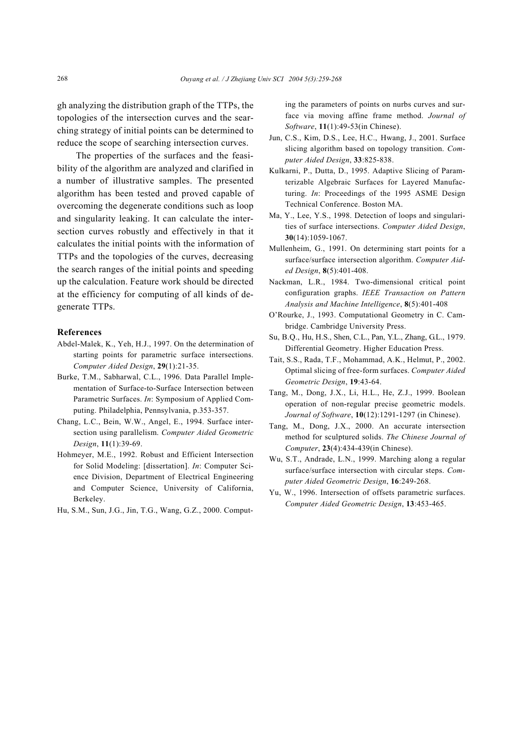gh analyzing the distribution graph of the TTPs, the topologies of the intersection curves and the searching strategy of initial points can be determined to reduce the scope of searching intersection curves.

The properties of the surfaces and the feasibility of the algorithm are analyzed and clarified in a number of illustrative samples. The presented algorithm has been tested and proved capable of overcoming the degenerate conditions such as loop and singularity leaking. It can calculate the intersection curves robustly and effectively in that it calculates the initial points with the information of TTPs and the topologies of the curves, decreasing the search ranges of the initial points and speeding up the calculation. Feature work should be directed at the efficiency for computing of all kinds of degenerate TTPs.

## References

Abdel-Malek, K., Yeh, H.J., 1997. On the determination of starting points for parametric surface intersections. *Computer Aided Design*, **29**(1):21-35.

Burke, T.M., Sabharwal, C.L., 1996. Data Parallel Implementation of Surface-to-Surface Intersection between Parametric Surfaces. *In*: Symposium of Applied Computing. Philadelphia, Pennsylvania, p.353-357.

Chang, L.C., Bein, W.W., Angel, E., 1994. Surface intersection using parallelism. *Computer Aided Geometric Design*, **11**(1):39-69.

Hohmeyer, M.E., 1992. Robust and Efficient Intersection for Solid Modeling: [dissertation]. *In*: Computer Science Division, Department of Electrical Engineering and Computer Science, University of California, Berkeley.

Hu, S.M., Sun, J.G., Jin, T.G., Wang, G.Z., 2000. Computing the parameters of points on nurbs curves and surface via moving affine frame method. *Journal of Software*, **11**(1):49-53(in Chinese).

Jun, C.S., Kim, D.S., Lee, H.C., Hwang, J., 2001. Surface slicing algorithm based on topology transition. *Computer Aided Design*, **33**:825-838.

Kulkarni, P., Dutta, D., 1995. Adaptive Slicing of Parameterizable Algebraic Surfaces for Layered Manufacturing. *In*: Proceedings of the 1995 ASME Design Technical Conference. Boston MA.

Ma, Y., Lee, Y.S., 1998. Detection of loops and singularities of surface intersections. *Computer Aided Design*, **30**(14):1059-1067.

Mullenheim, G., 1991. On determining start points for a surface/surface intersection algorithm. *Computer Aided Design*, **8**(5):401-408.

Nackman, L.R., 1984. Two-dimensional critical point configuration graphs. *IEEE Transaction on Pattern Analysis and Machine Intelligence*, **8**(5):401-408

O'Rourke, J., 1993. Computational Geometry in C. Cambridge. Cambridge University Press.

Su, B.Q., Hu, H.S., Shen, C.L., Pan, Y.L., Zhang, G.L., 1979. Differential Geometry. Higher Education Press.

Tait, S.S., Rada, T.F., Mohammad, A.K., Helmut, P., 2002. Optimal slicing of free-form surfaces. *Computer Aided Geometric Design*, **19**:43-64.

Tang, M., Dong, J.X., Li, H.L., He, Z.J., 1999. Boolean operation of non-regular precise geometric models. *Journal of Software*, **10**(12):1291-1297 (in Chinese).

Tang, M., Dong, J.X., 2000. An accurate intersection method for sculptured solids. *The Chinese Journal of Computer*, **23**(4):434-439(in Chinese).

Wu, S.T., Andrade, L.N., 1999. Marching along a regular surface/surface intersection with circular steps. *Computer Aided Geometric Design*, **16**:249-268.

Yu, W., 1996. Intersection of offsets parametric surfaces. *Computer Aided Geometric Design*, **13**:453-465.